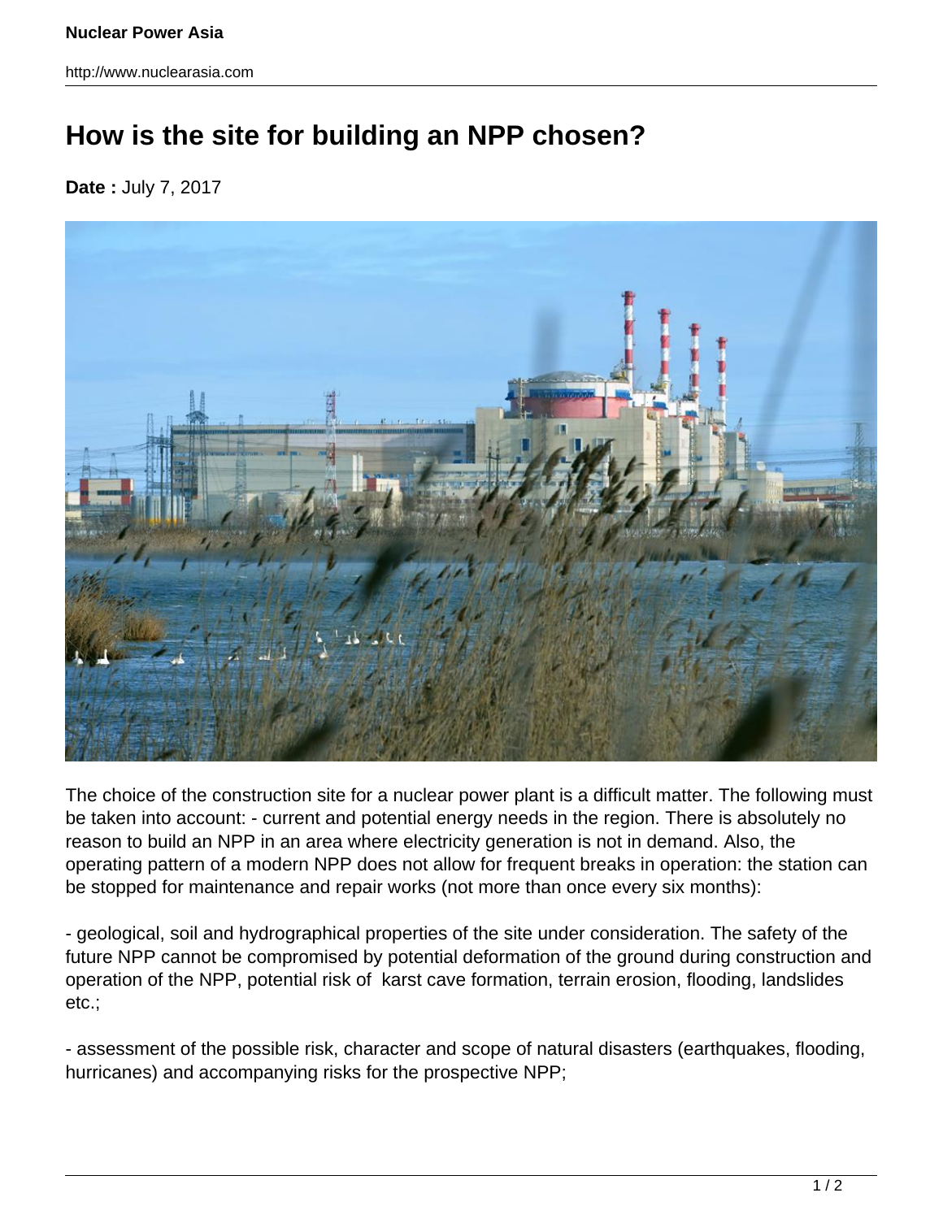# How is the site for building an NPP chosen?

**Date :** July 7, 2017

The choice of the construction site for a nuclear power plant is a difficult matter. The following must be taken into account: - current and potential energy needs in the region. There is absolutely no reason to build an NPP in an area where electricity generation is not in demand. Also, the operating pattern of a modern NPP does not allow for frequent breaks in operation: the station can be stopped for maintenance and repair works (not more than once every six months):

- geological, soil and hydrographical properties of the site under consideration. The safety of the future NPP cannot be compromised by potential deformation of the ground during construction and operation of the NPP, potential risk of karst cave formation, terrain erosion, flooding, landslides etc.;

- assessment of the possible risk, character and scope of natural disasters (earthquakes, flooding, hurricanes) and accompanying risks for the prospective NPP;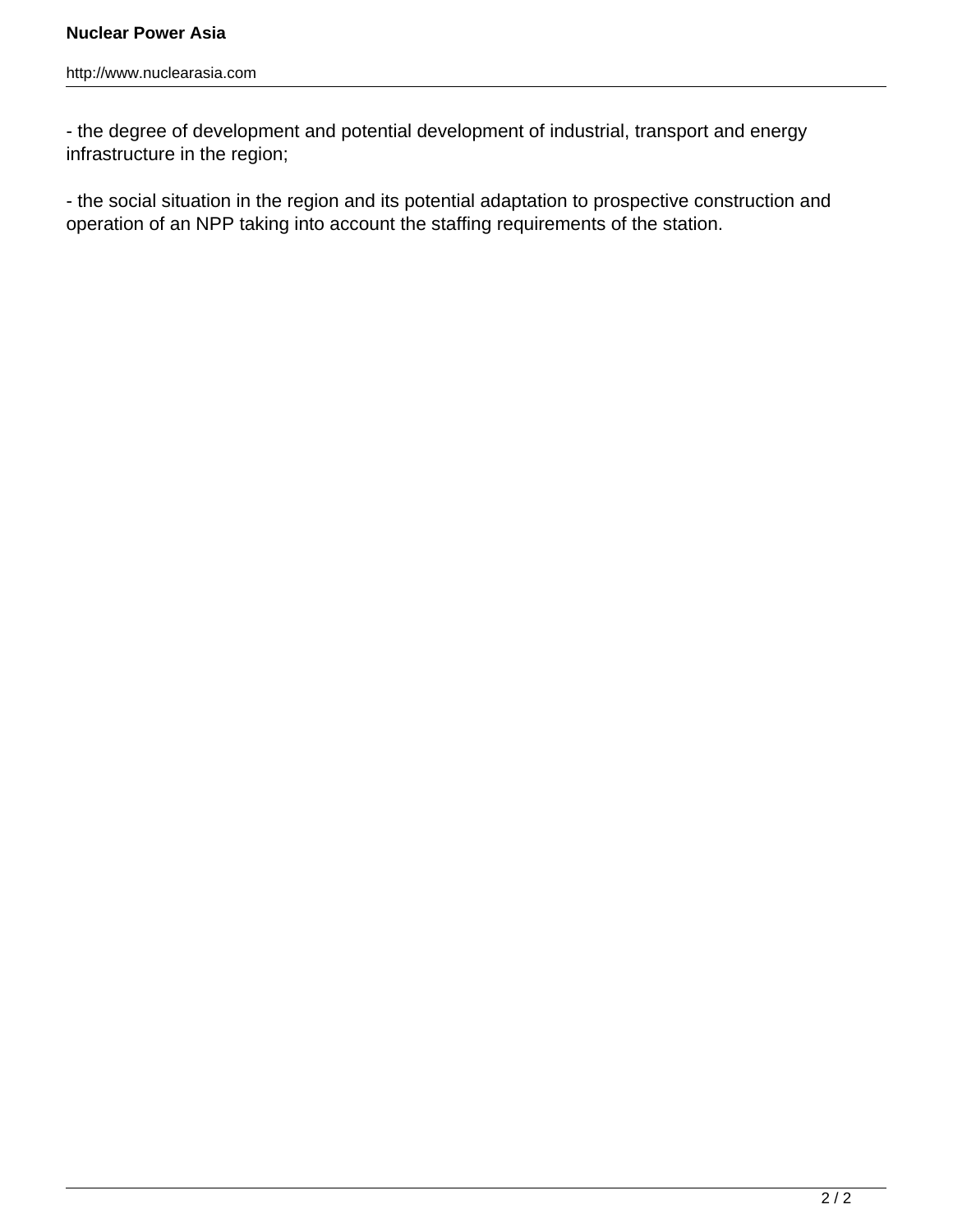- the degree of development and potential development of industrial, transport and energy infrastructure in the region;

- the social situation in the region and its potential adaptation to prospective construction and operation of an NPP taking into account the staffing requirements of the station.